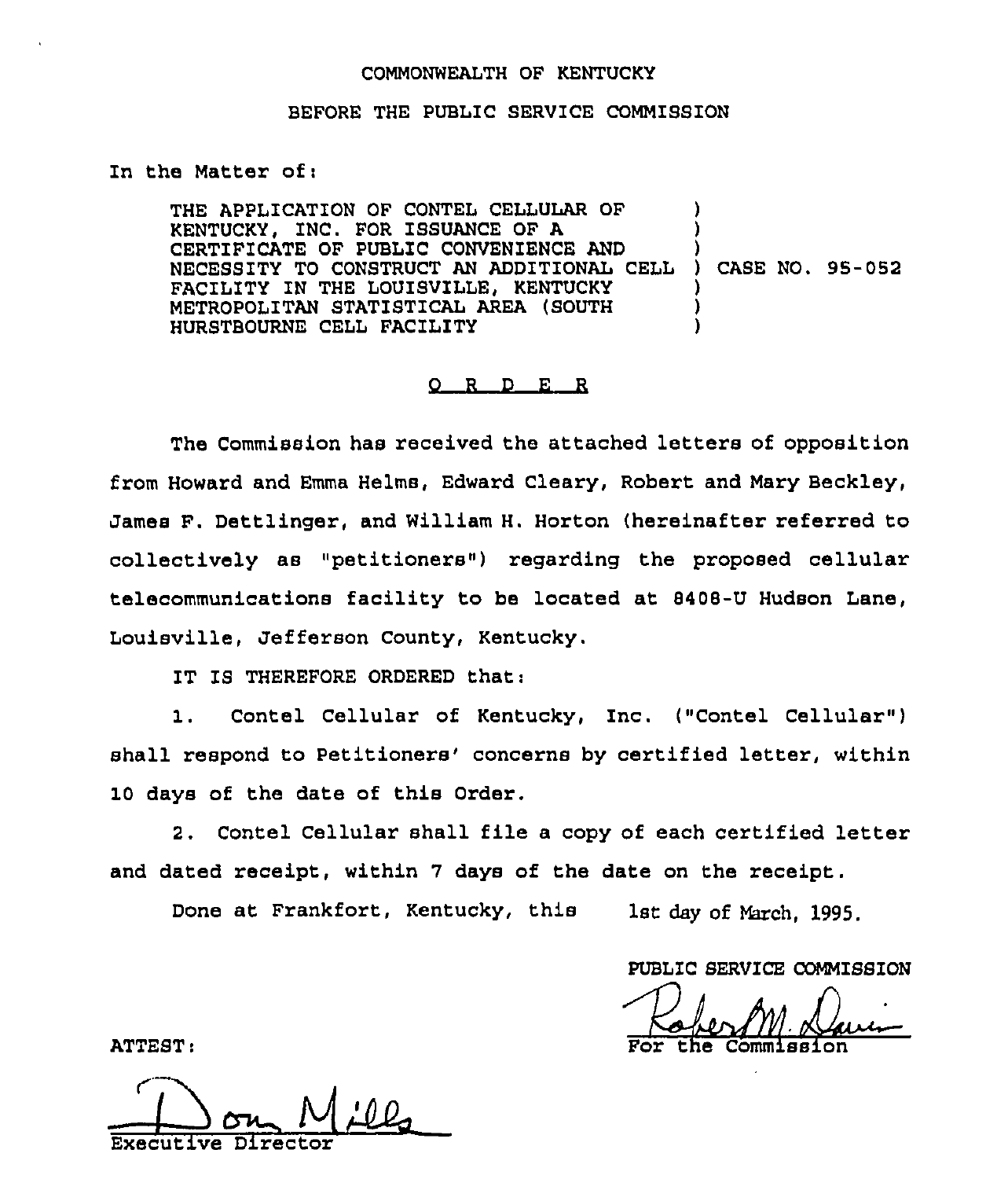COMMONWEALTH OF KENTUCKY

BEFORE THE PUBLIC SERVICE COMMISSION

In the Matter of:

| | | |
|---|---|---|
| THE APPLICATION OF CONTEL CELLULAR OF KENTUCKY, INC. FOR ISSUANCE OF A CERTIFICATE OF PUBLIC CONVENIENCE AND NECESSITY TO CONSTRUCT AN ADDITIONAL CELL FACILITY IN THE LOUISVILLE, KENTUCKY METROPOLITAN STATISTICAL AREA (SOUTH HURSTBOURNE CELL FACILITY | ) | CASE NO. 95-052 |

## O R D E R

The Commission has received the attached letters of opposition from Howard and Emma Helms, Edward Cleary, Robert and Mary Beckley, James F. Dettlinger, and William H. Horton (hereinafter referred to collectively as "petitioners") regarding the proposed cellular telecommunications facility to be located at 8408-U Hudson Lane, Louisville, Jefferson County, Kentucky.

IT IS THEREFORE ORDERED that:

1. Contel Cellular of Kentucky, Inc. ("Contel Cellular") shall respond to Petitioners' concerns by certified letter, within 10 days of the date of this Order.

2. Contel Cellular shall file a copy of each certified letter and dated receipt, within 7 days of the date on the receipt.

Done at Frankfort, Kentucky, this 1st day of March, 1995.

PUBLIC SERVICE COMMISSION

For the Commission

ATTEST:

Executive Director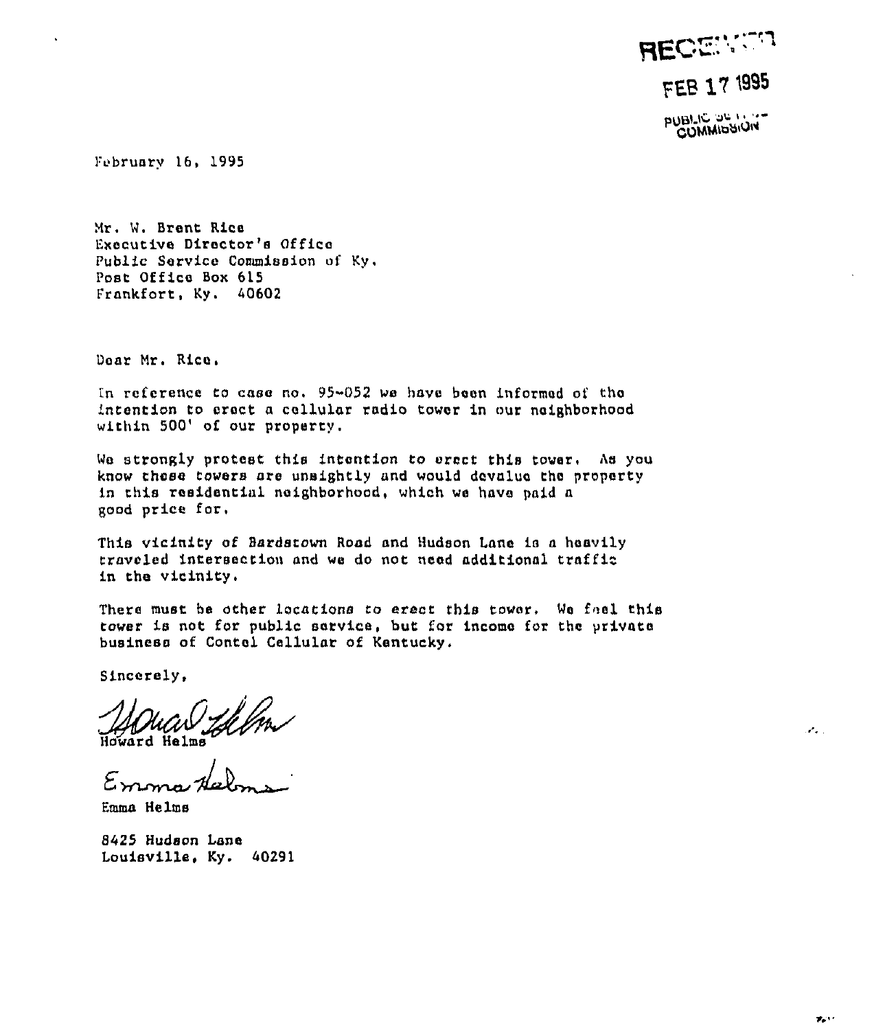RECEIVED

FEB 17 1995

PUBLIC SERVICE COMMISSION

February 16, 1995

Mr. W. Brent Rice
Executive Director's Office
Public Service Commission of Ky.
Post Office Box 615
Frankfort, Ky. 40602

Dear Mr. Rice,

In reference to case no. 95-052 we have been informed of the intention to erect a cellular radio tower in our neighborhood within 500' of our property.

We strongly protest this intention to erect this tower. As you know these towers are unsightly and would devalue the property in this residential neighborhood, which we have paid a good price for.

This vicinity of Bardstown Road and Hudson Lane is a heavily traveled intersection and we do not need additional traffic in the vicinity.

There must be other locations to erect this tower. We feel this tower is not for public service, but for income for the private business of Contel Cellular of Kentucky.

Sincerely,

Howard Helms

Emma Helms

8425 Hudson Lane
Louisville, Ky. 40291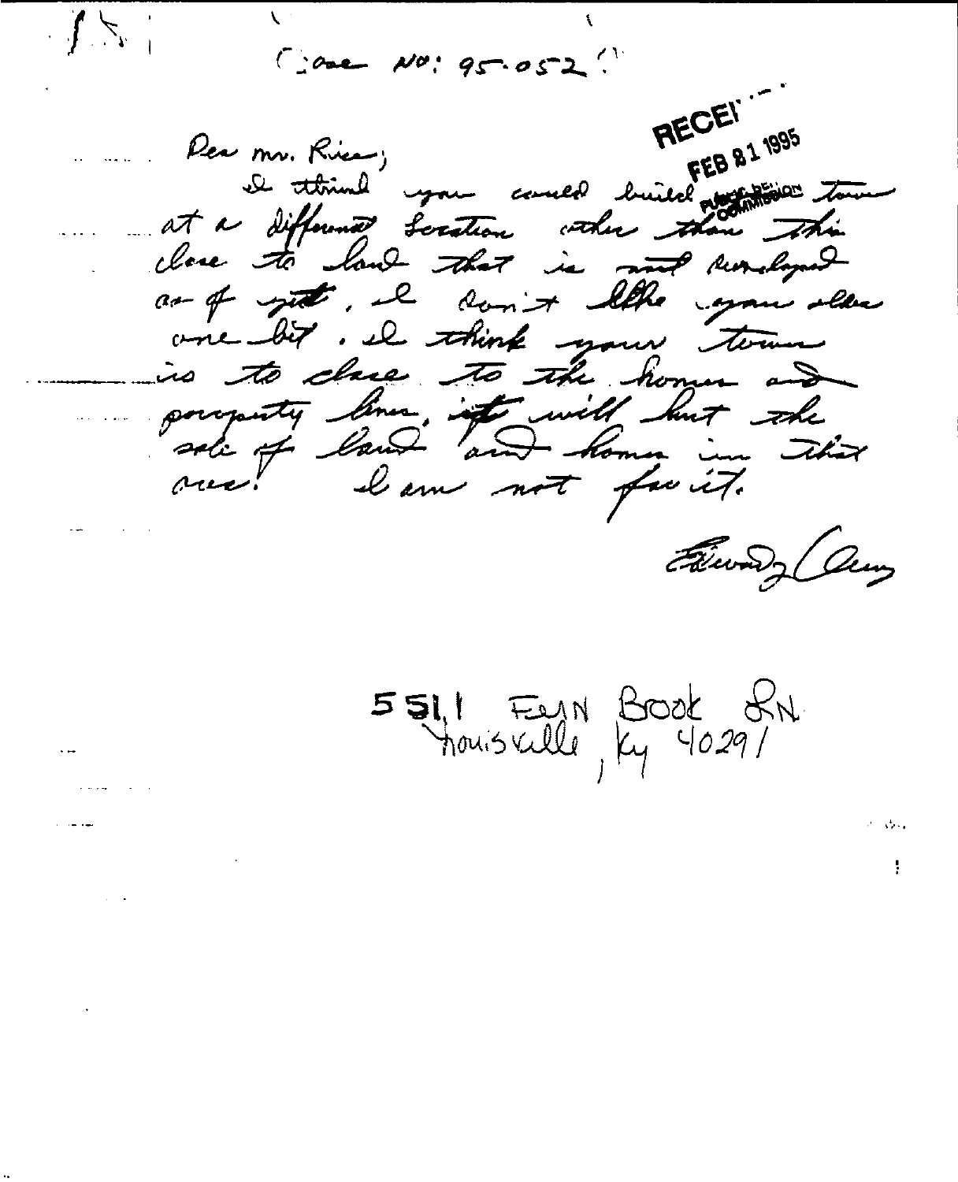Case No: 95-052

RECEIVED
FEB 21 1995
PUBLIC SERVICE COMMISSION

Dear Mr. Rice;

I think you could build your tower at a different location other than this close to land that is not developed as of yet. I don't like your idea one bit. I think your tower is to close to the homes and property lines. it will hurt the sale of land and homes in that area! I am not for it.

Edward Olson

5511 Fern Brook Ln.
Louisville, Ky 40291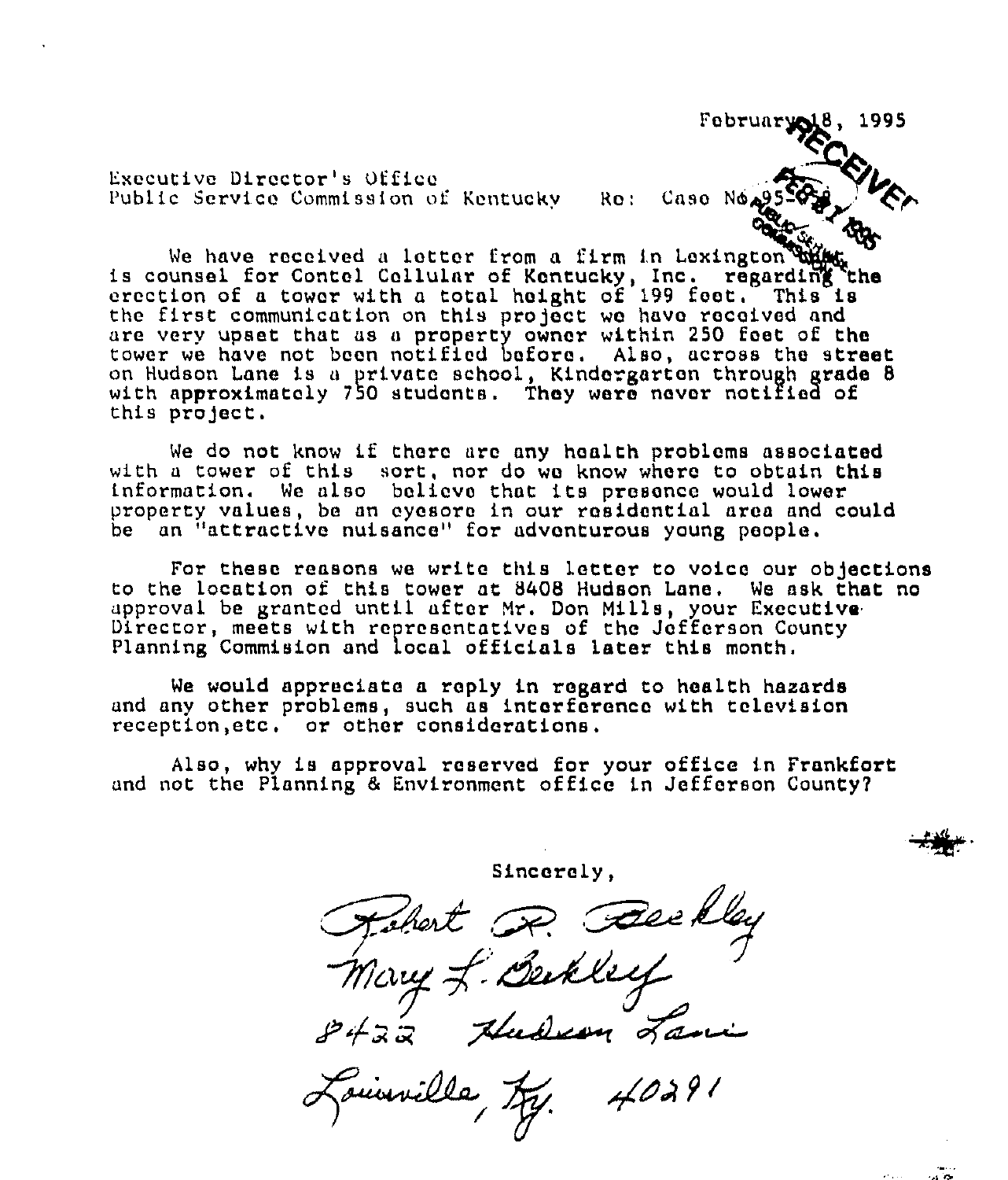February 18, 1995

Executive Director's Office
Public Service Commission of Kentucky     Re: Case No. 95-0_ _

RECEIVED FEB 21 1995 PUBLIC SERVICE COMMISSION

We have received a letter from a firm in Lexington that is counsel for Contel Cellular of Kentucky, Inc. regarding the erection of a tower with a total height of 199 feet. This is the first communication on this project we have received and are very upset that as a property owner within 250 feet of the tower we have not been notified before. Also, across the street on Hudson Lane is a private school, Kindergarten through grade 8 with approximately 750 students. They were never notified of this project.

We do not know if there are any health problems associated with a tower of this sort, nor do we know where to obtain this information. We also believe that its presence would lower property values, be an eyesore in our residential area and could be an "attractive nuisance" for adventurous young people.

For these reasons we write this letter to voice our objections to the location of this tower at 8408 Hudson Lane. We ask that no approval be granted until after Mr. Don Mills, your Executive Director, meets with representatives of the Jefferson County Planning Commision and local officials later this month.

We would appreciate a reply in regard to health hazards and any other problems, such as interference with television reception,etc. or other considerations.

Also, why is approval reserved for your office in Frankfort and not the Planning & Environment office in Jefferson County?

Sincerely,

Robert R. Beckley
Mary L. Beckley
8422 Hudson Lane
Louisville, Ky. 40291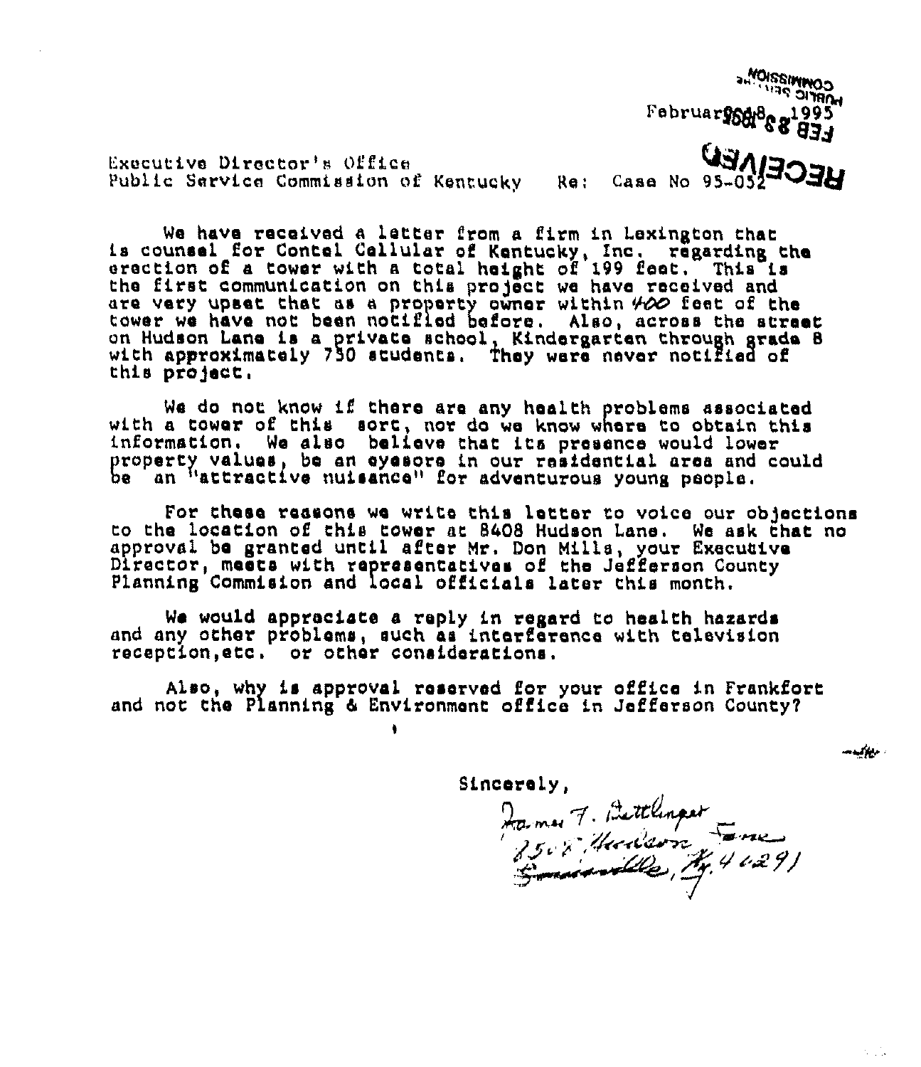February 18, 1995

Executive Director's Office
Public Service Commission of Kentucky Re: Case No 95-052

RECEIVED
FEB 23 1995
PUBLIC SERVICE COMMISSION

We have received a letter from a firm in Lexington that is counsel for Contel Cellular of Kentucky, Inc. regarding the erection of a tower with a total height of 199 feet. This is the first communication on this project we have received and are very upset that as a property owner within 400 feet of the tower we have not been notified before. Also, across the street on Hudson Lane is a private school, Kindergarten through grade 8 with approximately 750 students. They were never notified of this project.

We do not know if there are any health problems associated with a tower of this sort, nor do we know where to obtain this information. We also believe that its presence would lower property values, be an eyesore in our residential area and could be an "attractive nuisance" for adventurous young people.

For these reasons we write this letter to voice our objections to the location of this tower at 8408 Hudson Lane. We ask that no approval be granted until after Mr. Don Mills, your Executive Director, meets with representatives of the Jefferson County Planning Commision and local officials later this month.

We would appreciate a reply in regard to health hazards and any other problems, such as interference with television reception,etc. or other considerations.

Also, why is approval reserved for your office in Frankfort and not the Planning & Environment office in Jefferson County?

Sincerely,

James T. Bettinger
8508 Hudson Lane
Louisville, Ky. 40291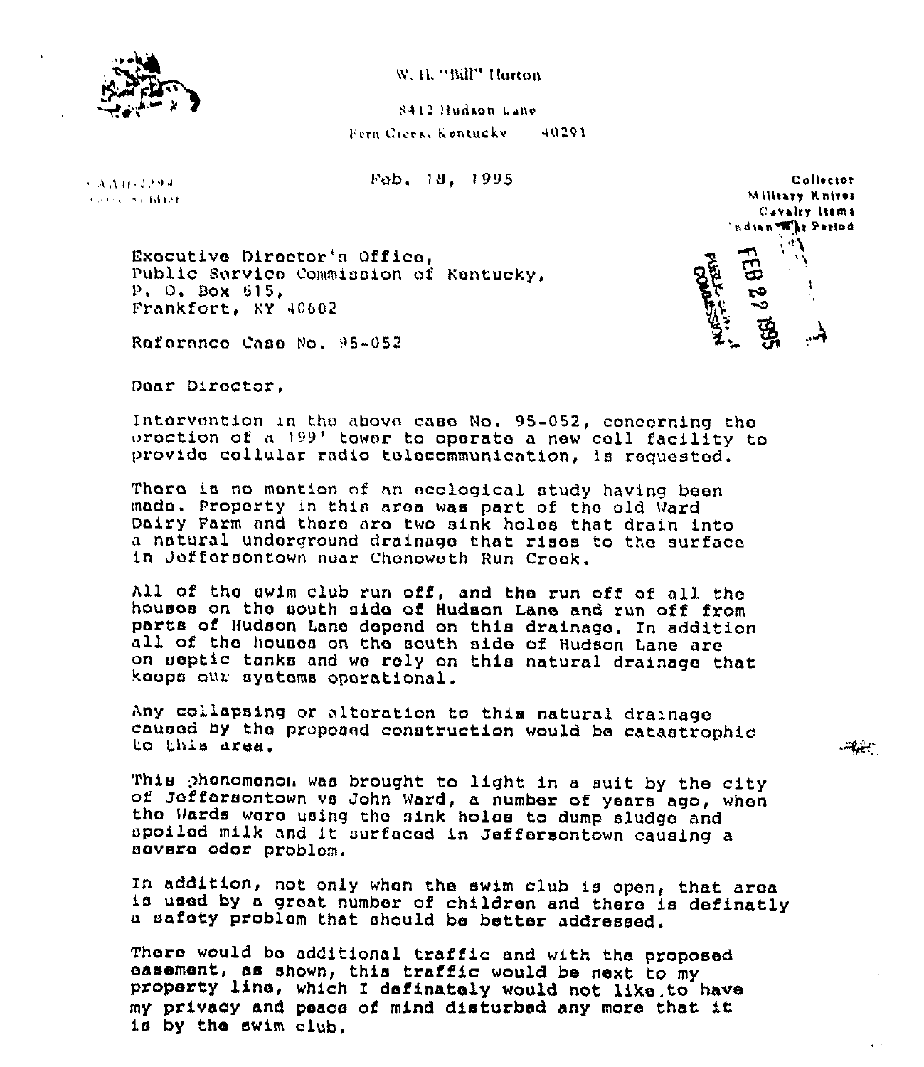W. H. "Bill" Horton

8412 Hudson Lane

Fern Creek, Kentucky 40291

Feb. 18, 1995

Collector
Military Knives
Cavalry Items
Indian War Period

PUBLIC SERVICE COMMISSION
FEB 22 1995

Executive Director's Office,
Public Service Commission of Kentucky,
P. O. Box 615,
Frankfort, KY 40602

Reference Case No. 95-052

Dear Director,

Intervention in the above case No. 95-052, concerning the erection of a 199' tower to operate a new cell facility to provide cellular radio telecommunication, is requested.

There is no mention of an ecological study having been made. Property in this area was part of the old Ward Dairy Farm and there are two sink holes that drain into a natural underground drainage that rises to the surface in Jeffersontown near Chenoweth Run Creek.

All of the swim club run off, and the run off of all the houses on the south side of Hudson Lane and run off from parts of Hudson Lane depend on this drainage. In addition all of the houses on the south side of Hudson Lane are on septic tanks and we rely on this natural drainage that keeps our systems operational.

Any collapsing or alteration to this natural drainage caused by the proposed construction would be catastrophic to this area.

This phenomenon was brought to light in a suit by the city of Jeffersontown vs John Ward, a number of years ago, when the Wards were using the sink holes to dump sludge and spoiled milk and it surfaced in Jeffersontown causing a severe odor problem.

In addition, not only when the swim club is open, that area is used by a great number of children and there is definatly a safety problem that should be better addressed.

There would be additional traffic and with the proposed easement, as shown, this traffic would be next to my property line, which I definately would not like to have my privacy and peace of mind disturbed any more that it is by the swim club.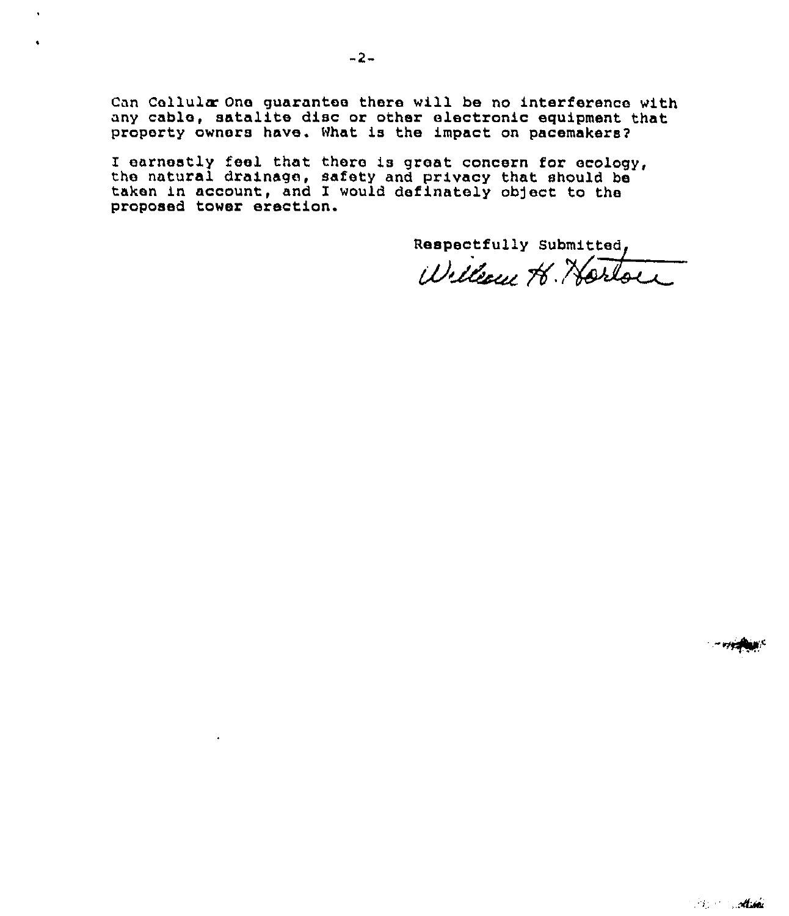Can Cellular One guarantee there will be no interference with any cable, satalite disc or other electronic equipment that property owners have. What is the impact on pacemakers?

I earnestly feel that there is great concern for ecology, the natural drainage, safety and privacy that should be taken in account, and I would definately object to the proposed tower erection.

Respectfully Submitted,

William H. Horton